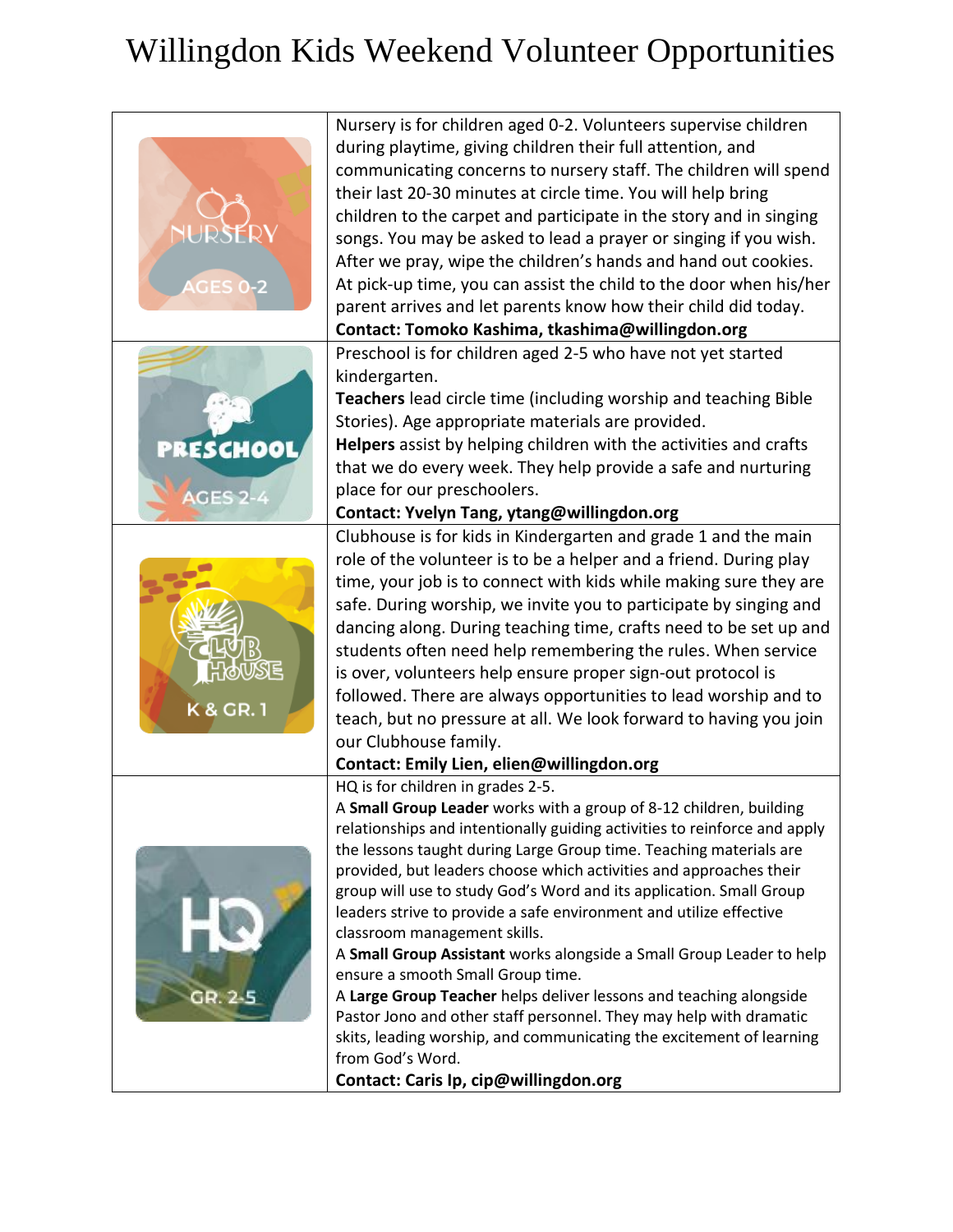# Willingdon Kids Weekend Volunteer Opportunities

| | |
|---|---|
| NURSERY AGES 0-2 | Nursery is for children aged 0-2. Volunteers supervise children during playtime, giving children their full attention, and communicating concerns to nursery staff. The children will spend their last 20-30 minutes at circle time. You will help bring children to the carpet and participate in the story and in singing songs. You may be asked to lead a prayer or singing if you wish. After we pray, wipe the children's hands and hand out cookies. At pick-up time, you can assist the child to the door when his/her parent arrives and let parents know how their child did today. **Contact: Tomoko Kashima, tkashima@willingdon.org** |
| PRESCHOOL AGES 2-4 | Preschool is for children aged 2-5 who have not yet started kindergarten.<br>**Teachers** lead circle time (including worship and teaching Bible Stories). Age appropriate materials are provided.<br>**Helpers** assist by helping children with the activities and crafts that we do every week. They help provide a safe and nurturing place for our preschoolers.<br>**Contact: Yvelyn Tang, ytang@willingdon.org** |
| CLUB HOUSE K & GR. 1 | Clubhouse is for kids in Kindergarten and grade 1 and the main role of the volunteer is to be a helper and a friend. During play time, your job is to connect with kids while making sure they are safe. During worship, we invite you to participate by singing and dancing along. During teaching time, crafts need to be set up and students often need help remembering the rules. When service is over, volunteers help ensure proper sign-out protocol is followed. There are always opportunities to lead worship and to teach, but no pressure at all. We look forward to having you join our Clubhouse family.<br>**Contact: Emily Lien, elien@willingdon.org** |
| HQ GR. 2-5 | HQ is for children in grades 2-5.<br>A **Small Group Leader** works with a group of 8-12 children, building relationships and intentionally guiding activities to reinforce and apply the lessons taught during Large Group time. Teaching materials are provided, but leaders choose which activities and approaches their group will use to study God's Word and its application. Small Group leaders strive to provide a safe environment and utilize effective classroom management skills.<br>A **Small Group Assistant** works alongside a Small Group Leader to help ensure a smooth Small Group time.<br>A **Large Group Teacher** helps deliver lessons and teaching alongside Pastor Jono and other staff personnel. They may help with dramatic skits, leading worship, and communicating the excitement of learning from God's Word.<br>**Contact: Caris Ip, cip@willingdon.org** |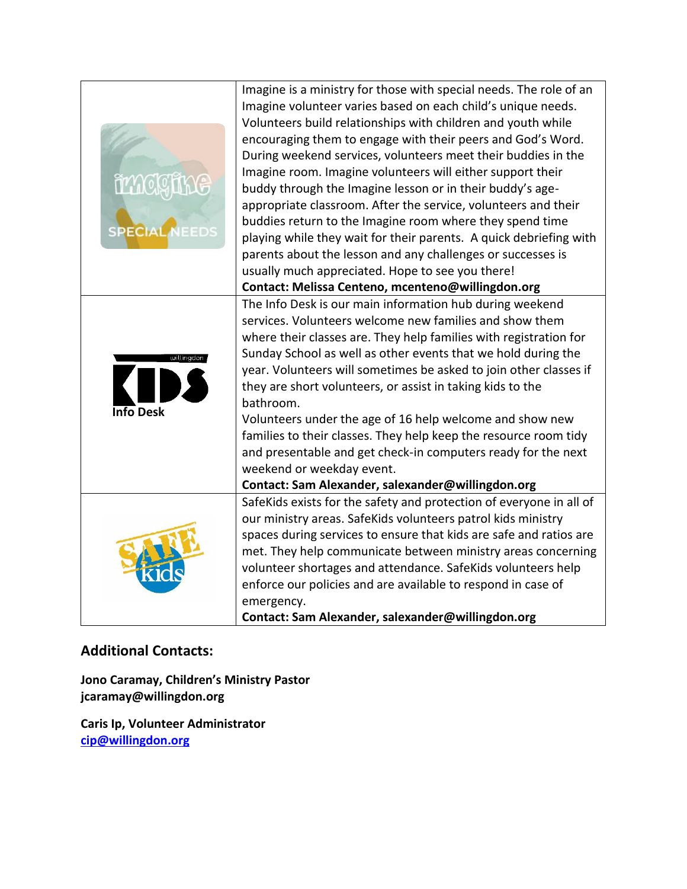| | |
|---|---|
| imagine SPECIAL NEEDS | Imagine is a ministry for those with special needs. The role of an Imagine volunteer varies based on each child's unique needs. Volunteers build relationships with children and youth while encouraging them to engage with their peers and God's Word. During weekend services, volunteers meet their buddies in the Imagine room. Imagine volunteers will either support their buddy through the Imagine lesson or in their buddy's age-appropriate classroom. After the service, volunteers and their buddies return to the Imagine room where they spend time playing while they wait for their parents. A quick debriefing with parents about the lesson and any challenges or successes is usually much appreciated. Hope to see you there! **Contact: Melissa Centeno, mcenteno@willingdon.org** |
| willingdon KIDS **Info Desk** | The Info Desk is our main information hub during weekend services. Volunteers welcome new families and show them where their classes are. They help families with registration for Sunday School as well as other events that we hold during the year. Volunteers will sometimes be asked to join other classes if they are short volunteers, or assist in taking kids to the bathroom. Volunteers under the age of 16 help welcome and show new families to their classes. They help keep the resource room tidy and presentable and get check-in computers ready for the next weekend or weekday event. **Contact: Sam Alexander, salexander@willingdon.org** |
| SAFE kids | SafeKids exists for the safety and protection of everyone in all of our ministry areas. SafeKids volunteers patrol kids ministry spaces during services to ensure that kids are safe and ratios are met. They help communicate between ministry areas concerning volunteer shortages and attendance. SafeKids volunteers help enforce our policies and are available to respond in case of emergency. **Contact: Sam Alexander, salexander@willingdon.org** |

## Additional Contacts:

**Jono Caramay, Children's Ministry Pastor**
**jcaramay@willingdon.org**

**Caris Ip, Volunteer Administrator**
**cip@willingdon.org**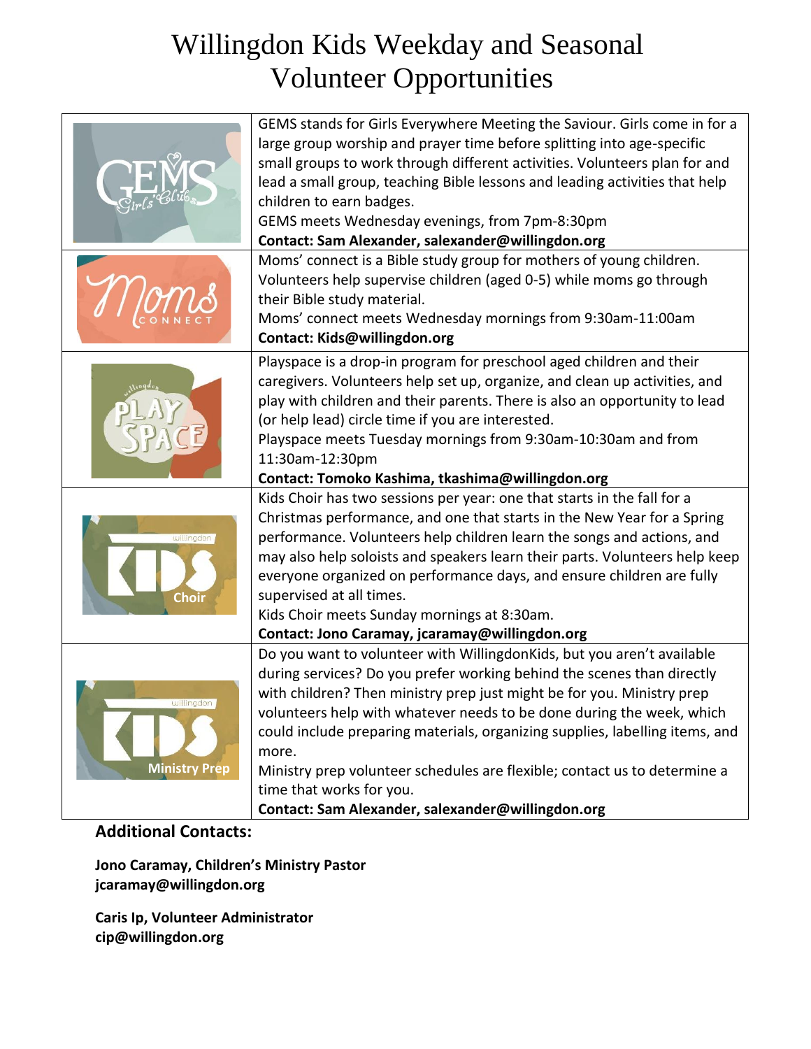# Willingdon Kids Weekday and Seasonal Volunteer Opportunities

| | |
|---|---|
| GEMS Girls' Clubs | GEMS stands for Girls Everywhere Meeting the Saviour. Girls come in for a large group worship and prayer time before splitting into age-specific small groups to work through different activities. Volunteers plan for and lead a small group, teaching Bible lessons and leading activities that help children to earn badges.<br>GEMS meets Wednesday evenings, from 7pm-8:30pm<br>**Contact: Sam Alexander, salexander@willingdon.org** |
| Moms CONNECT | Moms' connect is a Bible study group for mothers of young children. Volunteers help supervise children (aged 0-5) while moms go through their Bible study material.<br>Moms' connect meets Wednesday mornings from 9:30am-11:00am<br>**Contact: Kids@willingdon.org** |
| willingdon PLAY SPACE | Playspace is a drop-in program for preschool aged children and their caregivers. Volunteers help set up, organize, and clean up activities, and play with children and their parents. There is also an opportunity to lead (or help lead) circle time if you are interested.<br>Playspace meets Tuesday mornings from 9:30am-10:30am and from 11:30am-12:30pm<br>**Contact: Tomoko Kashima, tkashima@willingdon.org** |
| willingdon KIDS Choir | Kids Choir has two sessions per year: one that starts in the fall for a Christmas performance, and one that starts in the New Year for a Spring performance. Volunteers help children learn the songs and actions, and may also help soloists and speakers learn their parts. Volunteers help keep everyone organized on performance days, and ensure children are fully supervised at all times.<br>Kids Choir meets Sunday mornings at 8:30am.<br>**Contact: Jono Caramay, jcaramay@willingdon.org** |
| willingdon KIDS Ministry Prep | Do you want to volunteer with WillingdonKids, but you aren't available during services? Do you prefer working behind the scenes than directly with children? Then ministry prep just might be for you. Ministry prep volunteers help with whatever needs to be done during the week, which could include preparing materials, organizing supplies, labelling items, and more.<br>Ministry prep volunteer schedules are flexible; contact us to determine a time that works for you.<br>**Contact: Sam Alexander, salexander@willingdon.org** |

## Additional Contacts:

**Jono Caramay, Children's Ministry Pastor**
**jcaramay@willingdon.org**

**Caris Ip, Volunteer Administrator**
**cip@willingdon.org**